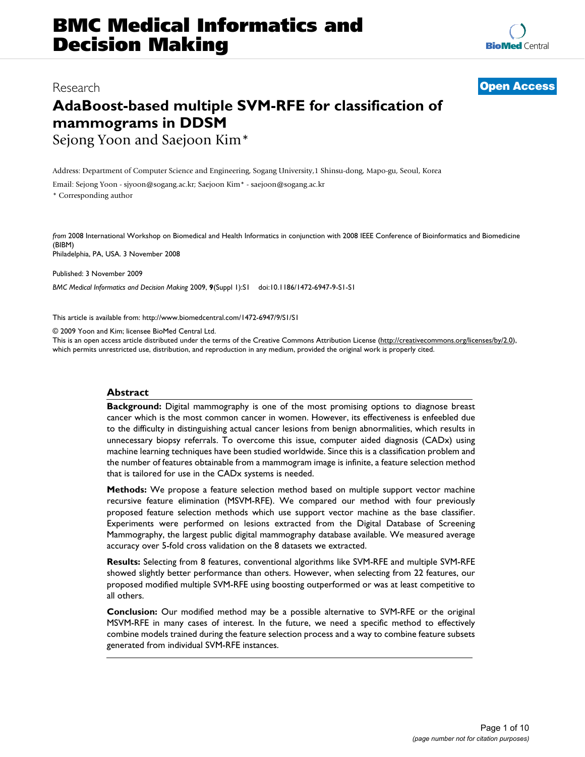Research

**Open Access**

# AdaBoost-based multiple SVM-RFE for classification of mammograms in DDSM

Sejong Yoon and Saejoon Kim*

Address: Department of Computer Science and Engineering, Sogang University,1 Shinsu-dong, Mapo-gu, Seoul, Korea

Email: Sejong Yoon - sjyoon@sogang.ac.kr; Saejoon Kim* - saejoon@sogang.ac.kr

* Corresponding author

*from* 2008 International Workshop on Biomedical and Health Informatics in conjunction with 2008 IEEE Conference of Bioinformatics and Biomedicine (BIBM)
Philadelphia, PA, USA. 3 November 2008

Published: 3 November 2009

*BMC Medical Informatics and Decision Making* 2009, **9**(Suppl 1):S1 doi:10.1186/1472-6947-9-S1-S1

This article is available from: http://www.biomedcentral.com/1472-6947/9/S1/S1

© 2009 Yoon and Kim; licensee BioMed Central Ltd.
This is an open access article distributed under the terms of the Creative Commons Attribution License (http://creativecommons.org/licenses/by/2.0), which permits unrestricted use, distribution, and reproduction in any medium, provided the original work is properly cited.

## Abstract

**Background:** Digital mammography is one of the most promising options to diagnose breast cancer which is the most common cancer in women. However, its effectiveness is enfeebled due to the difficulty in distinguishing actual cancer lesions from benign abnormalities, which results in unnecessary biopsy referrals. To overcome this issue, computer aided diagnosis (CADx) using machine learning techniques have been studied worldwide. Since this is a classification problem and the number of features obtainable from a mammogram image is infinite, a feature selection method that is tailored for use in the CADx systems is needed.

**Methods:** We propose a feature selection method based on multiple support vector machine recursive feature elimination (MSVM-RFE). We compared our method with four previously proposed feature selection methods which use support vector machine as the base classifier. Experiments were performed on lesions extracted from the Digital Database of Screening Mammography, the largest public digital mammography database available. We measured average accuracy over 5-fold cross validation on the 8 datasets we extracted.

**Results:** Selecting from 8 features, conventional algorithms like SVM-RFE and multiple SVM-RFE showed slightly better performance than others. However, when selecting from 22 features, our proposed modified multiple SVM-RFE using boosting outperformed or was at least competitive to all others.

**Conclusion:** Our modified method may be a possible alternative to SVM-RFE or the original MSVM-RFE in many cases of interest. In the future, we need a specific method to effectively combine models trained during the feature selection process and a way to combine feature subsets generated from individual SVM-RFE instances.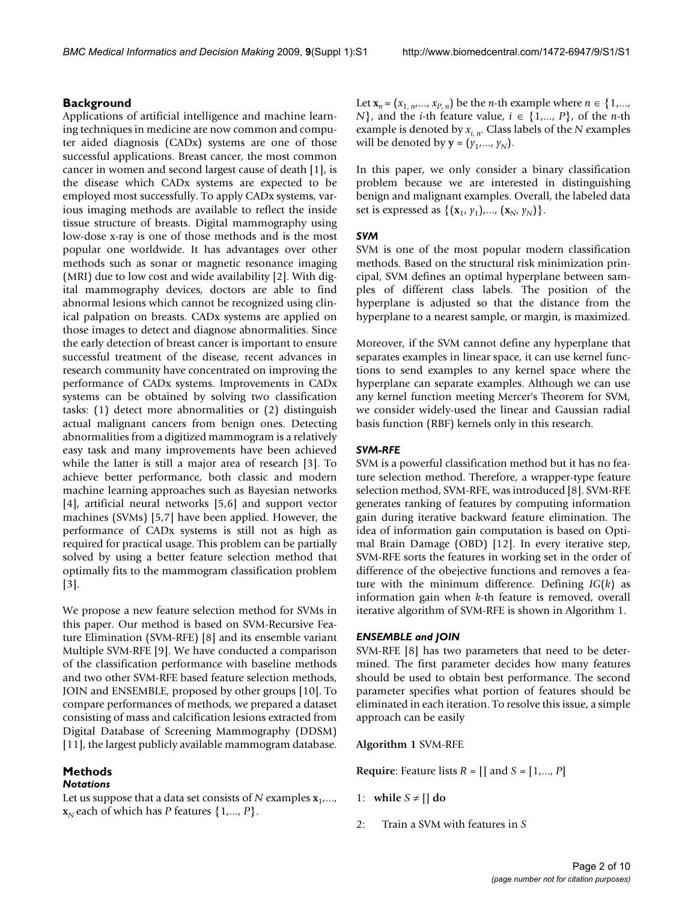## Background

Applications of artificial intelligence and machine learning techniques in medicine are now common and computer aided diagnosis (CADx) systems are one of those successful applications. Breast cancer, the most common cancer in women and second largest cause of death [1], is the disease which CADx systems are expected to be employed most successfully. To apply CADx systems, various imaging methods are available to reflect the inside tissue structure of breasts. Digital mammography using low-dose x-ray is one of those methods and is the most popular one worldwide. It has advantages over other methods such as sonar or magnetic resonance imaging (MRI) due to low cost and wide availability [2]. With digital mammography devices, doctors are able to find abnormal lesions which cannot be recognized using clinical palpation on breasts. CADx systems are applied on those images to detect and diagnose abnormalities. Since the early detection of breast cancer is important to ensure successful treatment of the disease, recent advances in research community have concentrated on improving the performance of CADx systems. Improvements in CADx systems can be obtained by solving two classification tasks: (1) detect more abnormalities or (2) distinguish actual malignant cancers from benign ones. Detecting abnormalities from a digitized mammogram is a relatively easy task and many improvements have been achieved while the latter is still a major area of research [3]. To achieve better performance, both classic and modern machine learning approaches such as Bayesian networks [4], artificial neural networks [5,6] and support vector machines (SVMs) [5,7] have been applied. However, the performance of CADx systems is still not as high as required for practical usage. This problem can be partially solved by using a better feature selection method that optimally fits to the mammogram classification problem [3].

We propose a new feature selection method for SVMs in this paper. Our method is based on SVM-Recursive Feature Elimination (SVM-RFE) [8] and its ensemble variant Multiple SVM-RFE [9]. We have conducted a comparison of the classification performance with baseline methods and two other SVM-RFE based feature selection methods, JOIN and ENSEMBLE, proposed by other groups [10]. To compare performances of methods, we prepared a dataset consisting of mass and calcification lesions extracted from Digital Database of Screening Mammography (DDSM) [11], the largest publicly available mammogram database.

## Methods

### Notations

Let us suppose that a data set consists of $N$ examples $\mathbf{x}_1,\ldots, \mathbf{x}_N$ each of which has $P$ features $\{1,\ldots, P\}$.

Let $\mathbf{x}_n = (x_{1,n},\ldots, x_{P,n})$ be the $n$-th example where $n \in \{1,\ldots, N\}$, and the $i$-th feature value, $i \in \{1,\ldots, P\}$, of the $n$-th example is denoted by $x_{i,n}$. Class labels of the $N$ examples will be denoted by $\mathbf{y} = (y_1,\ldots, y_N)$.

In this paper, we only consider a binary classification problem because we are interested in distinguishing benign and malignant examples. Overall, the labeled data set is expressed as $\{(\mathbf{x}_1, y_1),\ldots, (\mathbf{x}_N, y_N)\}$.

### SVM

SVM is one of the most popular modern classification methods. Based on the structural risk minimization principal, SVM defines an optimal hyperplane between samples of different class labels. The position of the hyperplane is adjusted so that the distance from the hyperplane to a nearest sample, or margin, is maximized.

Moreover, if the SVM cannot define any hyperplane that separates examples in linear space, it can use kernel functions to send examples to any kernel space where the hyperplane can separate examples. Although we can use any kernel function meeting Mercer's Theorem for SVM, we consider widely-used the linear and Gaussian radial basis function (RBF) kernels only in this research.

### SVM-RFE

SVM is a powerful classification method but it has no feature selection method. Therefore, a wrapper-type feature selection method, SVM-RFE, was introduced [8]. SVM-RFE generates ranking of features by computing information gain during iterative backward feature elimination. The idea of information gain computation is based on Optimal Brain Damage (OBD) [12]. In every iterative step, SVM-RFE sorts the features in working set in the order of difference of the obejective functions and removes a feature with the minimum difference. Defining $IG(k)$ as information gain when $k$-th feature is removed, overall iterative algorithm of SVM-RFE is shown in Algorithm 1.

### ENSEMBLE and JOIN

SVM-RFE [8] has two parameters that need to be determined. The first parameter decides how many features should be used to obtain best performance. The second parameter specifies what portion of features should be eliminated in each iteration. To resolve this issue, a simple approach can be easily

**Algorithm 1** SVM-RFE

**Require**: Feature lists $R = []$ and $S = [1,\ldots, P]$

1: **while** $S \neq []$ **do**

2: Train a SVM with features in $S$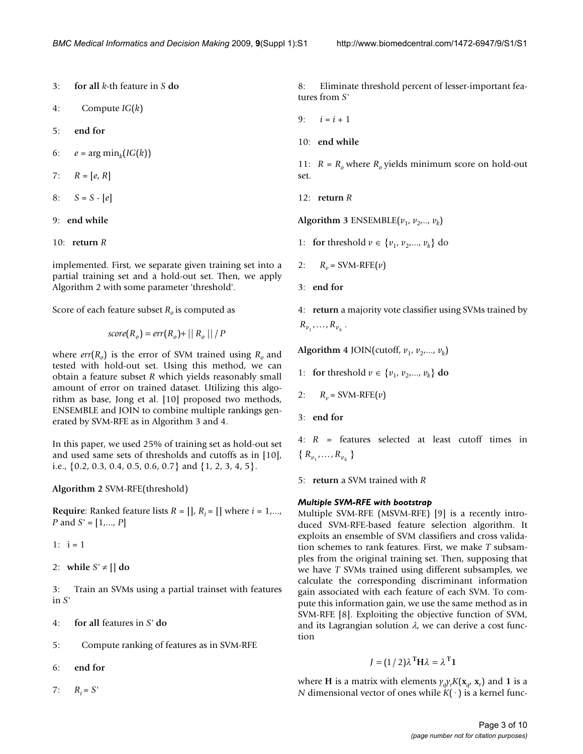3: **for all** $k$-th feature in $S$ **do**

4: Compute $IG(k)$

5: **end for**

6: $e = \arg\min_k(IG(k))$

7: $R = [e, R]$

8: $S = S - [e]$

9: **end while**

10: **return** $R$

implemented. First, we separate given training set into a partial training set and a hold-out set. Then, we apply Algorithm 2 with some parameter 'threshold'.

Score of each feature subset $R_o$ is computed as

$$score(R_o) = err(R_o) + || R_o || / P$$

where $err(R_o)$ is the error of SVM trained using $R_o$ and tested with hold-out set. Using this method, we can obtain a feature subset $R$ which yields reasonably small amount of error on trained dataset. Utilizing this algorithm as base, Jong et al. [10] proposed two methods, ENSEMBLE and JOIN to combine multiple rankings generated by SVM-RFE as in Algorithm 3 and 4.

In this paper, we used 25% of training set as hold-out set and used same sets of thresholds and cutoffs as in [10], i.e., {0.2, 0.3, 0.4, 0.5, 0.6, 0.7} and {1, 2, 3, 4, 5}.

**Algorithm 2** SVM-RFE(threshold)

**Require**: Ranked feature lists $R = []$, $R_i = []$ where $i = 1,..., P$ and $S' = [1,..., P]$

1: i = 1

2: **while** $S' \neq []$ **do**

3: Train an SVMs using a partial trainset with features in $S'$

4: **for all** features in $S'$ **do**

5: Compute ranking of features as in SVM-RFE

6: **end for**

7: $R_i = S'$

8: Eliminate threshold percent of lesser-important features from $S'$

9: $i = i + 1$

10: **end while**

11: $R = R_o$ where $R_o$ yields minimum score on hold-out set.

12: **return** $R$

**Algorithm 3** ENSEMBLE($v_1, v_2,.., v_k$)

1: **for** threshold $v \in \{v_1, v_2,..., v_k\}$ do

2: $R_v$ = SVM-RFE($v$)

3: **end for**

4: **return** a majority vote classifier using SVMs trained by $R_{v_1}, \ldots, R_{v_k}$.

**Algorithm 4** JOIN(cutoff, $v_1, v_2,..., v_k$)

1: **for** threshold $v \in \{v_1, v_2,..., v_k\}$ **do**

2: $R_v$ = SVM-RFE($v$)

3: **end for**

4: $R$ = features selected at least cutoff times in $\{R_{v_1}, \ldots, R_{v_k}\}$

5: **return** a SVM trained with $R$

#### *Multiple SVM-RFE with bootstrap*

Multiple SVM-RFE (MSVM-RFE) [9] is a recently introduced SVM-RFE-based feature selection algorithm. It exploits an ensemble of SVM classifiers and cross validation schemes to rank features. First, we make $T$ subsamples from the original training set. Then, supposing that we have $T$ SVMs trained using different subsamples, we calculate the corresponding discriminant information gain associated with each feature of each SVM. To compute this information gain, we use the same method as in SVM-RFE [8]. Exploiting the objective function of SVM, and its Lagrangian solution $\lambda$, we can derive a cost function

$$J = (1/2)\lambda^{\mathbf{T}}\mathbf{H}\lambda = \lambda^{\mathbf{T}}\mathbf{1}$$

where $\mathbf{H}$ is a matrix with elements $y_q y_r K(\mathbf{x}_q, \mathbf{x}_r)$ and $\mathbf{1}$ is a $N$ dimensional vector of ones while $K(\cdot)$ is a kernel func-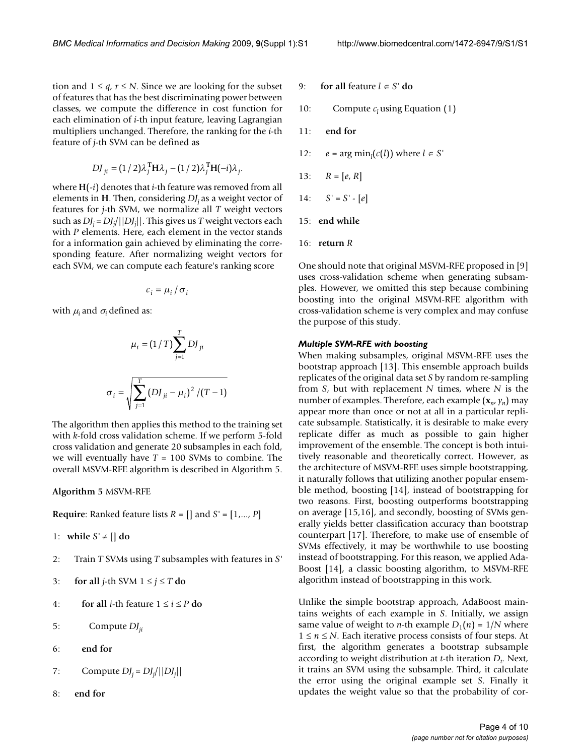tion and $1 \le q$, $r \le N$. Since we are looking for the subset of features that has the best discriminating power between classes, we compute the difference in cost function for each elimination of $i$-th input feature, leaving Lagrangian multipliers unchanged. Therefore, the ranking for the $i$-th feature of $j$-th SVM can be defined as

$$DJ_{ji} = (1/2)\lambda_j^{\mathbf{T}}\mathbf{H}\lambda_j - (1/2)\lambda_j^{\mathbf{T}}\mathbf{H}(-i)\lambda_j.$$

where $\mathbf{H}(-i)$ denotes that $i$-th feature was removed from all elements in $\mathbf{H}$. Then, considering $DJ_j$ as a weight vector of features for $j$-th SVM, we normalize all $T$ weight vectors such as $DJ_j = DJ_j/||DJ_j||$. This gives us $T$ weight vectors each with $P$ elements. Here, each element in the vector stands for a information gain achieved by eliminating the corresponding feature. After normalizing weight vectors for each SVM, we can compute each feature's ranking score

$$c_i = \mu_i / \sigma_i$$

with $\mu_i$ and $\sigma_i$ defined as:

$$\mu_i = (1/T)\sum_{j=1}^{T} DJ_{ji}$$

$$\sigma_i = \sqrt{\sum_{j=1}^{T} (DJ_{ji} - \mu_i)^2 / (T-1)}$$

The algorithm then applies this method to the training set with $k$-fold cross validation scheme. If we perform 5-fold cross validation and generate 20 subsamples in each fold, we will eventually have $T = 100$ SVMs to combine. The overall MSVM-RFE algorithm is described in Algorithm 5.

**Algorithm 5** MSVM-RFE

**Require**: Ranked feature lists $R = []$ and $S' = [1,..., P]$

1: **while** $S' \neq []$ **do**

2: Train $T$ SVMs using $T$ subsamples with features in $S'$

3: **for all** $j$-th SVM $1 \le j \le T$ **do**

4: **for all** $i$-th feature $1 \le i \le P$ **do**

5: Compute $DJ_{ji}$

6: **end for**

7: Compute $DJ_j = DJ_j/||DJ_j||$

8: **end for**

9: **for all** feature $l \in S'$ **do**

10: Compute $c_l$ using Equation (1)

11: **end for**

12: $e = \arg\min_l(c(l))$ where $l \in S'$

13: $R = [e, R]$

14: $S' = S' - [e]$

15: **end while**

16: **return** $R$

One should note that original MSVM-RFE proposed in [9] uses cross-validation scheme when generating subsamples. However, we omitted this step because combining boosting into the original MSVM-RFE algorithm with cross-validation scheme is very complex and may confuse the purpose of this study.

### *Multiple SVM-RFE with boosting*

When making subsamples, original MSVM-RFE uses the bootstrap approach [13]. This ensemble approach builds replicates of the original data set $S$ by random re-sampling from $S$, but with replacement $N$ times, where $N$ is the number of examples. Therefore, each example $(\mathbf{x}_n, y_n)$ may appear more than once or not at all in a particular replicate subsample. Statistically, it is desirable to make every replicate differ as much as possible to gain higher improvement of the ensemble. The concept is both intuitively reasonable and theoretically correct. However, as the architecture of MSVM-RFE uses simple bootstrapping, it naturally follows that utilizing another popular ensemble method, boosting [14], instead of bootstrapping for two reasons. First, boosting outperforms bootstrapping on average [15,16], and secondly, boosting of SVMs generally yields better classification accuracy than bootstrap counterpart [17]. Therefore, to make use of ensemble of SVMs effectively, it may be worthwhile to use boosting instead of bootstrapping. For this reason, we applied AdaBoost [14], a classic boosting algorithm, to MSVM-RFE algorithm instead of bootstrapping in this work.

Unlike the simple bootstrap approach, AdaBoost maintains weights of each example in $S$. Initially, we assign same value of weight to $n$-th example $D_1(n) = 1/N$ where $1 \le n \le N$. Each iterative process consists of four steps. At first, the algorithm generates a bootstrap subsample according to weight distribution at $t$-th iteration $D_t$. Next, it trains an SVM using the subsample. Third, it calculate the error using the original example set $S$. Finally it updates the weight value so that the probability of cor-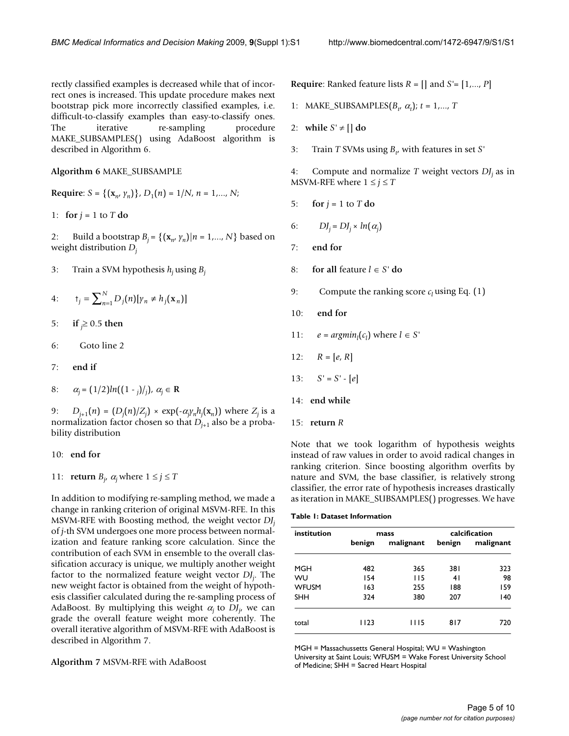rectly classified examples is decreased while that of incorrect ones is increased. This update procedure makes next bootstrap pick more incorrectly classified examples, i.e. difficult-to-classify examples than easy-to-classify ones. The iterative re-sampling procedure MAKE_SUBSAMPLES() using AdaBoost algorithm is described in Algorithm 6.

**Algorithm 6** MAKE_SUBSAMPLE

**Require**: $S = \{(\mathbf{x}_n, y_n)\}$, $D_1(n) = 1/N$, $n = 1,..., N$;

1: **for** $j = 1$ to $T$ **do**

2: Build a bootstrap $B_j = \{(\mathbf{x}_n, y_n)|n = 1,..., N\}$ based on weight distribution $D_j$

3: Train a SVM hypothesis $h_j$ using $B_j$

4: $\epsilon_j = \sum_{n=1}^{N} D_j(n)[y_n \neq h_j(\mathbf{x}_n)]$

5: **if** $\epsilon_j \geq 0.5$ **then**

6: Goto line 2

7: **end if**

8: $\alpha_j = (1/2)ln((1 - \epsilon_j)/\epsilon_j)$, $\alpha_j \in \mathbf{R}$

9: $D_{j+1}(n) = (D_j(n)/Z_j) \times \exp(-\alpha_j y_n h_j(\mathbf{x}_n))$ where $Z_j$ is a normalization factor chosen so that $D_{j+1}$ also be a probability distribution

10: **end for**

11: **return** $B_j$, $\alpha_j$ where $1 \leq j \leq T$

In addition to modifying re-sampling method, we made a change in ranking criterion of original MSVM-RFE. In this MSVM-RFE with Boosting method, the weight vector $DJ_j$ of $j$-th SVM undergoes one more process between normalization and feature ranking score calculation. Since the contribution of each SVM in ensemble to the overall classification accuracy is unique, we multiply another weight factor to the normalized feature weight vector $DJ_j$. The new weight factor is obtained from the weight of hypothesis classifier calculated during the re-sampling process of AdaBoost. By multiplying this weight $\alpha_j$ to $DJ_j$, we can grade the overall feature weight more coherently. The overall iterative algorithm of MSVM-RFE with AdaBoost is described in Algorithm 7.

**Algorithm 7** MSVM-RFE with AdaBoost

**Require**: Ranked feature lists $R = []$ and $S' = [1,..., P]$

1: MAKE_SUBSAMPLES($B_t$, $\alpha_t$); $t = 1,..., T$

2: **while** $S' \neq []$ **do**

3: Train $T$ SVMs using $B_t$, with features in set $S'$

4: Compute and normalize $T$ weight vectors $DJ_j$ as in MSVM-RFE where $1 \leq j \leq T$

5: **for** $j = 1$ to $T$ **do**

6: $DJ_j = DJ_j \times ln(\alpha_j)$

7: **end for**

8: **for all** feature $l \in S'$ **do**

9: Compute the ranking score $c_l$ using Eq. (1)

10: **end for**

11: $e = argmin_l(c_l)$ where $l \in S'$

12: $R = [e, R]$

13: $S' = S' - [e]$

14: **end while**

15: **return** $R$

Note that we took logarithm of hypothesis weights instead of raw values in order to avoid radical changes in ranking criterion. Since boosting algorithm overfits by nature and SVM, the base classifier, is relatively strong classifier, the error rate of hypothesis increases drastically as iteration in MAKE_SUBSAMPLES() progresses. We have

**Table 1: Dataset Information**

| institution | mass | | calcification | |
|---|---|---|---|---|
| | benign | malignant | benign | malignant |
| MGH | 482 | 365 | 381 | 323 |
| WU | 154 | 115 | 41 | 98 |
| WFUSM | 163 | 255 | 188 | 159 |
| SHH | 324 | 380 | 207 | 140 |
| total | 1123 | 1115 | 817 | 720 |

MGH = Massachussetts General Hospital; WU = Washington University at Saint Louis; WFUSM = Wake Forest University School of Medicine; SHH = Sacred Heart Hospital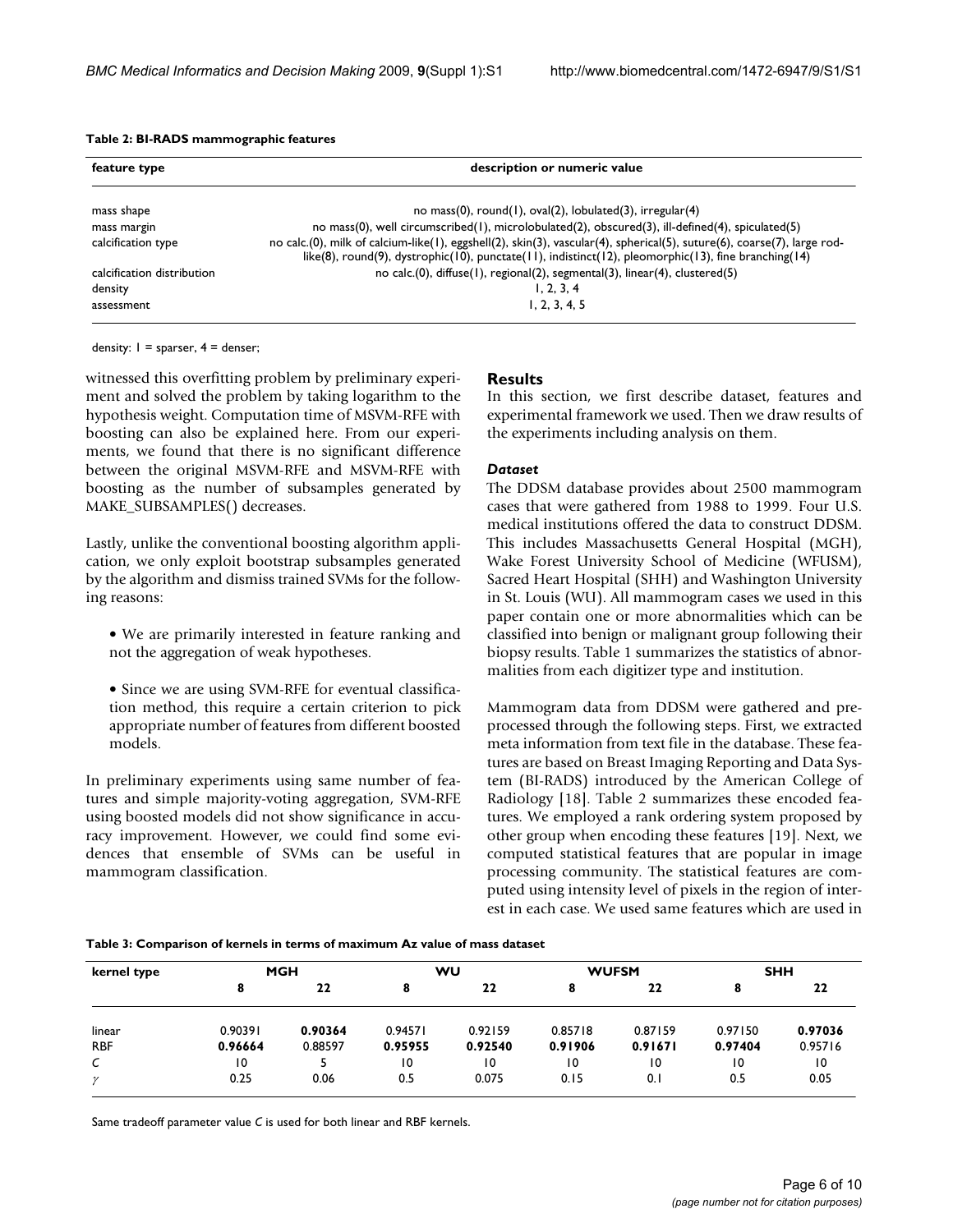**Table 2: BI-RADS mammographic features**

| feature type | description or numeric value |
| --- | --- |
| mass shape | no mass(0), round(1), oval(2), lobulated(3), irregular(4) |
| mass margin | no mass(0), well circumscribed(1), microlobulated(2), obscured(3), ill-defined(4), spiculated(5) |
| calcification type | no calc.(0), milk of calcium-like(1), eggshell(2), skin(3), vascular(4), spherical(5), suture(6), coarse(7), large rod-like(8), round(9), dystrophic(10), punctate(11), indistinct(12), pleomorphic(13), fine branching(14) |
| calcification distribution | no calc.(0), diffuse(1), regional(2), segmental(3), linear(4), clustered(5) |
| density | 1, 2, 3, 4 |
| assessment | 1, 2, 3, 4, 5 |

density: 1 = sparser, 4 = denser;

witnessed this overfitting problem by preliminary experiment and solved the problem by taking logarithm to the hypothesis weight. Computation time of MSVM-RFE with boosting can also be explained here. From our experiments, we found that there is no significant difference between the original MSVM-RFE and MSVM-RFE with boosting as the number of subsamples generated by MAKE_SUBSAMPLES() decreases.

Lastly, unlike the conventional boosting algorithm application, we only exploit bootstrap subsamples generated by the algorithm and dismiss trained SVMs for the following reasons:

- We are primarily interested in feature ranking and not the aggregation of weak hypotheses.
- Since we are using SVM-RFE for eventual classification method, this require a certain criterion to pick appropriate number of features from different boosted models.

In preliminary experiments using same number of features and simple majority-voting aggregation, SVM-RFE using boosted models did not show significance in accuracy improvement. However, we could find some evidences that ensemble of SVMs can be useful in mammogram classification.

## Results

In this section, we first describe dataset, features and experimental framework we used. Then we draw results of the experiments including analysis on them.

### *Dataset*

The DDSM database provides about 2500 mammogram cases that were gathered from 1988 to 1999. Four U.S. medical institutions offered the data to construct DDSM. This includes Massachusetts General Hospital (MGH), Wake Forest University School of Medicine (WFUSM), Sacred Heart Hospital (SHH) and Washington University in St. Louis (WU). All mammogram cases we used in this paper contain one or more abnormalities which can be classified into benign or malignant group following their biopsy results. Table 1 summarizes the statistics of abnormalities from each digitizer type and institution.

Mammogram data from DDSM were gathered and preprocessed through the following steps. First, we extracted meta information from text file in the database. These features are based on Breast Imaging Reporting and Data System (BI-RADS) introduced by the American College of Radiology [18]. Table 2 summarizes these encoded features. We employed a rank ordering system proposed by other group when encoding these features [19]. Next, we computed statistical features that are popular in image processing community. The statistical features are computed using intensity level of pixels in the region of interest in each case. We used same features which are used in

**Table 3: Comparison of kernels in terms of maximum Az value of mass dataset**

| kernel type | MGH | | WU | | WUFSM | | SHH | |
| --- | --- | --- | --- | --- | --- | --- | --- | --- |
| | 8 | 22 | 8 | 22 | 8 | 22 | 8 | 22 |
| linear | 0.90391 | **0.90364** | 0.94571 | 0.92159 | 0.85718 | 0.87159 | 0.97150 | **0.97036** |
| RBF | **0.96664** | 0.88597 | **0.95955** | **0.92540** | **0.91906** | **0.91671** | **0.97404** | 0.95716 |
| $C$ | 10 | 5 | 10 | 10 | 10 | 10 | 10 | 10 |
| $\gamma$ | 0.25 | 0.06 | 0.5 | 0.075 | 0.15 | 0.1 | 0.5 | 0.05 |

Same tradeoff parameter value $C$ is used for both linear and RBF kernels.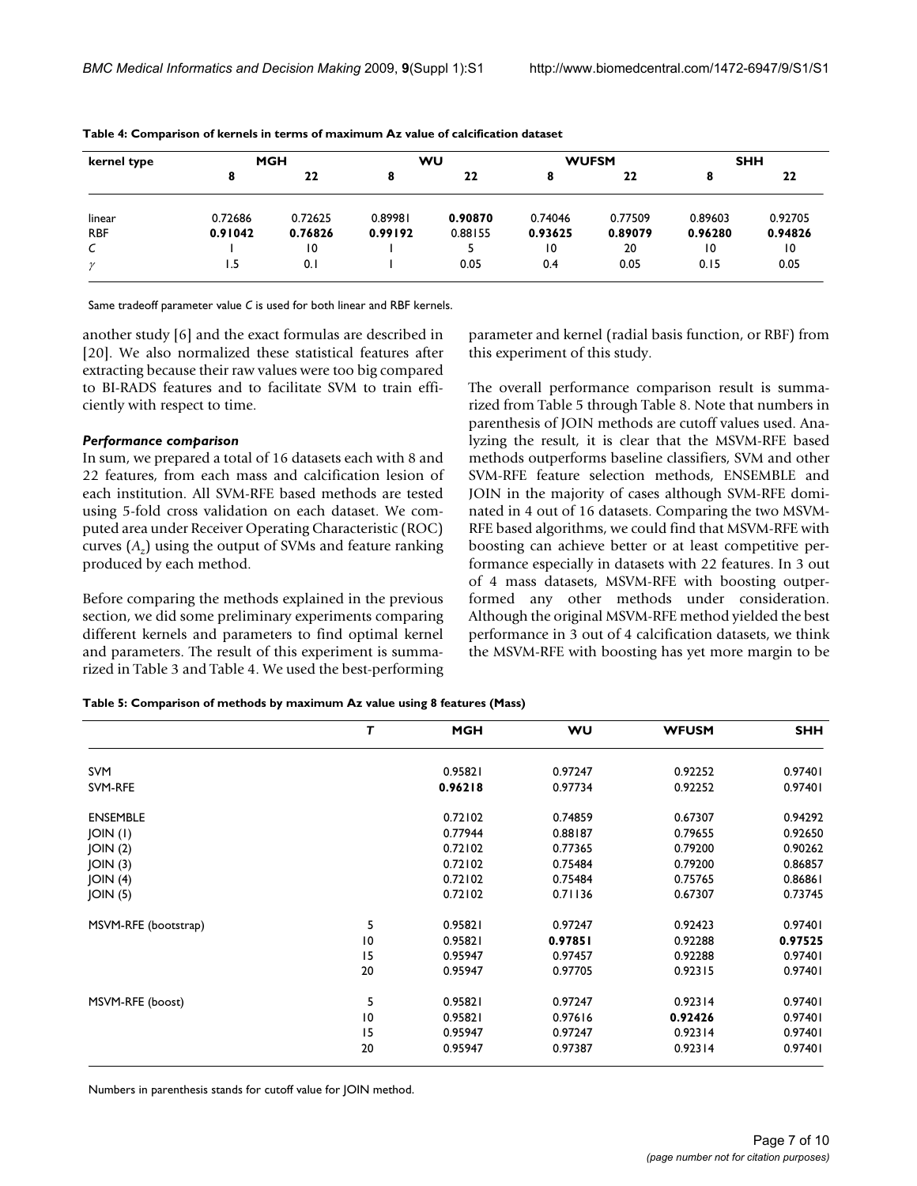**Table 4: Comparison of kernels in terms of maximum Az value of calcification dataset**

| kernel type | MGH | | WU | | WUFSM | | SHH | |
|---|---|---|---|---|---|---|---|---|
| | 8 | 22 | 8 | 22 | 8 | 22 | 8 | 22 |
| linear | 0.72686 | 0.72625 | 0.89981 | **0.90870** | 0.74046 | 0.77509 | 0.89603 | 0.92705 |
| RBF | **0.91042** | **0.76826** | **0.99192** | 0.88155 | **0.93625** | **0.89079** | **0.96280** | **0.94826** |
| $C$ | 1 | 10 | 1 | 5 | 10 | 20 | 10 | 10 |
| $\gamma$ | 1.5 | 0.1 | 1 | 0.05 | 0.4 | 0.05 | 0.15 | 0.05 |

Same tradeoff parameter value $C$ is used for both linear and RBF kernels.

another study [6] and the exact formulas are described in [20]. We also normalized these statistical features after extracting because their raw values were too big compared to BI-RADS features and to facilitate SVM to train efficiently with respect to time.

### *Performance comparison*

In sum, we prepared a total of 16 datasets each with 8 and 22 features, from each mass and calcification lesion of each institution. All SVM-RFE based methods are tested using 5-fold cross validation on each dataset. We computed area under Receiver Operating Characteristic (ROC) curves ($A_z$) using the output of SVMs and feature ranking produced by each method.

Before comparing the methods explained in the previous section, we did some preliminary experiments comparing different kernels and parameters to find optimal kernel and parameters. The result of this experiment is summarized in Table 3 and Table 4. We used the best-performing parameter and kernel (radial basis function, or RBF) from this experiment of this study.

The overall performance comparison result is summarized from Table 5 through Table 8. Note that numbers in parenthesis of JOIN methods are cutoff values used. Analyzing the result, it is clear that the MSVM-RFE based methods outperforms baseline classifiers, SVM and other SVM-RFE feature selection methods, ENSEMBLE and JOIN in the majority of cases although SVM-RFE dominated in 4 out of 16 datasets. Comparing the two MSVM-RFE based algorithms, we could find that MSVM-RFE with boosting can achieve better or at least competitive performance especially in datasets with 22 features. In 3 out of 4 mass datasets, MSVM-RFE with boosting outperformed any other methods under consideration. Although the original MSVM-RFE method yielded the best performance in 3 out of 4 calcification datasets, we think the MSVM-RFE with boosting has yet more margin to be

**Table 5: Comparison of methods by maximum Az value using 8 features (Mass)**

| | *T* | MGH | WU | WFUSM | SHH |
|---|---|---|---|---|---|
| SVM | | 0.95821 | 0.97247 | 0.92252 | 0.97401 |
| SVM-RFE | | **0.96218** | 0.97734 | 0.92252 | 0.97401 |
| ENSEMBLE | | 0.72102 | 0.74859 | 0.67307 | 0.94292 |
| JOIN (1) | | 0.77944 | 0.88187 | 0.79655 | 0.92650 |
| JOIN (2) | | 0.72102 | 0.77365 | 0.79200 | 0.90262 |
| JOIN (3) | | 0.72102 | 0.75484 | 0.79200 | 0.86857 |
| JOIN (4) | | 0.72102 | 0.75484 | 0.75765 | 0.86861 |
| JOIN (5) | | 0.72102 | 0.71136 | 0.67307 | 0.73745 |
| MSVM-RFE (bootstrap) | 5 | 0.95821 | 0.97247 | 0.92423 | 0.97401 |
| | 10 | 0.95821 | **0.97851** | 0.92288 | **0.97525** |
| | 15 | 0.95947 | 0.97457 | 0.92288 | 0.97401 |
| | 20 | 0.95947 | 0.97705 | 0.92315 | 0.97401 |
| MSVM-RFE (boost) | 5 | 0.95821 | 0.97247 | 0.92314 | 0.97401 |
| | 10 | 0.95821 | 0.97616 | **0.92426** | 0.97401 |
| | 15 | 0.95947 | 0.97247 | 0.92314 | 0.97401 |
| | 20 | 0.95947 | 0.97387 | 0.92314 | 0.97401 |

Numbers in parenthesis stands for cutoff value for JOIN method.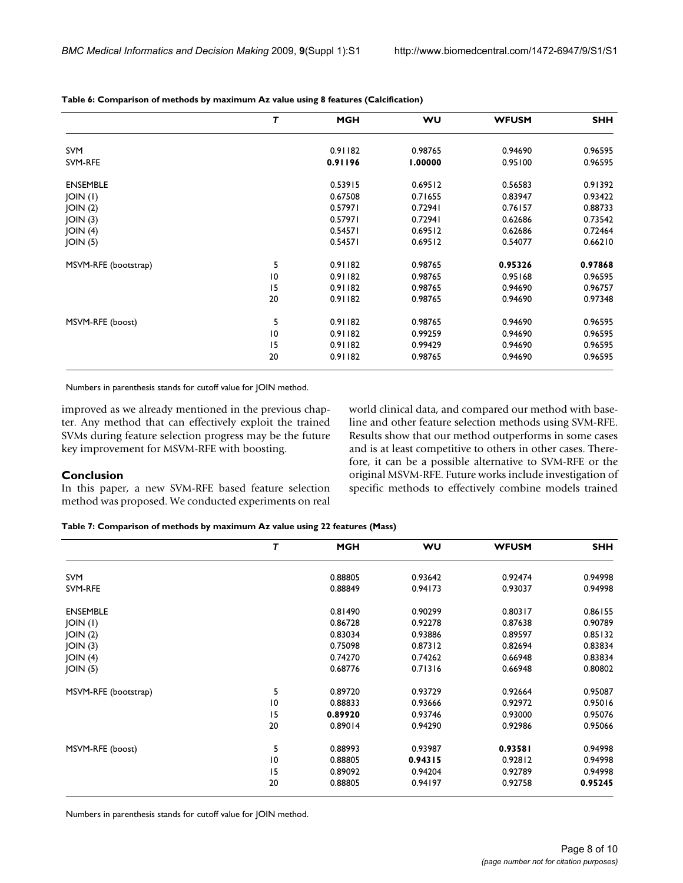**Table 6: Comparison of methods by maximum Az value using 8 features (Calcification)**

| | *T* | MGH | WU | WFUSM | SHH |
|---|---|---|---|---|---|
| SVM | | 0.91182 | 0.98765 | 0.94690 | 0.96595 |
| SVM-RFE | | **0.91196** | **1.00000** | 0.95100 | 0.96595 |
| ENSEMBLE | | 0.53915 | 0.69512 | 0.56583 | 0.91392 |
| JOIN (1) | | 0.67508 | 0.71655 | 0.83947 | 0.93422 |
| JOIN (2) | | 0.57971 | 0.72941 | 0.76157 | 0.88733 |
| JOIN (3) | | 0.57971 | 0.72941 | 0.62686 | 0.73542 |
| JOIN (4) | | 0.54571 | 0.69512 | 0.62686 | 0.72464 |
| JOIN (5) | | 0.54571 | 0.69512 | 0.54077 | 0.66210 |
| MSVM-RFE (bootstrap) | 5 | 0.91182 | 0.98765 | **0.95326** | **0.97868** |
| | 10 | 0.91182 | 0.98765 | 0.95168 | 0.96595 |
| | 15 | 0.91182 | 0.98765 | 0.94690 | 0.96757 |
| | 20 | 0.91182 | 0.98765 | 0.94690 | 0.97348 |
| MSVM-RFE (boost) | 5 | 0.91182 | 0.98765 | 0.94690 | 0.96595 |
| | 10 | 0.91182 | 0.99259 | 0.94690 | 0.96595 |
| | 15 | 0.91182 | 0.99429 | 0.94690 | 0.96595 |
| | 20 | 0.91182 | 0.98765 | 0.94690 | 0.96595 |

Numbers in parenthesis stands for cutoff value for JOIN method.

improved as we already mentioned in the previous chapter. Any method that can effectively exploit the trained SVMs during feature selection progress may be the future key improvement for MSVM-RFE with boosting.

## Conclusion

In this paper, a new SVM-RFE based feature selection method was proposed. We conducted experiments on real world clinical data, and compared our method with baseline and other feature selection methods using SVM-RFE. Results show that our method outperforms in some cases and is at least competitive to others in other cases. Therefore, it can be a possible alternative to SVM-RFE or the original MSVM-RFE. Future works include investigation of specific methods to effectively combine models trained

**Table 7: Comparison of methods by maximum Az value using 22 features (Mass)**

| | *T* | MGH | WU | WFUSM | SHH |
|---|---|---|---|---|---|
| SVM | | 0.88805 | 0.93642 | 0.92474 | 0.94998 |
| SVM-RFE | | 0.88849 | 0.94173 | 0.93037 | 0.94998 |
| ENSEMBLE | | 0.81490 | 0.90299 | 0.80317 | 0.86155 |
| JOIN (1) | | 0.86728 | 0.92278 | 0.87638 | 0.90789 |
| JOIN (2) | | 0.83034 | 0.93886 | 0.89597 | 0.85132 |
| JOIN (3) | | 0.75098 | 0.87312 | 0.82694 | 0.83834 |
| JOIN (4) | | 0.74270 | 0.74262 | 0.66948 | 0.83834 |
| JOIN (5) | | 0.68776 | 0.71316 | 0.66948 | 0.80802 |
| MSVM-RFE (bootstrap) | 5 | 0.89720 | 0.93729 | 0.92664 | 0.95087 |
| | 10 | 0.88833 | 0.93666 | 0.92972 | 0.95016 |
| | 15 | **0.89920** | 0.93746 | 0.93000 | 0.95076 |
| | 20 | 0.89014 | 0.94290 | 0.92986 | 0.95066 |
| MSVM-RFE (boost) | 5 | 0.88993 | 0.93987 | **0.93581** | 0.94998 |
| | 10 | 0.88805 | **0.94315** | 0.92812 | 0.94998 |
| | 15 | 0.89092 | 0.94204 | 0.92789 | 0.94998 |
| | 20 | 0.88805 | 0.94197 | 0.92758 | **0.95245** |

Numbers in parenthesis stands for cutoff value for JOIN method.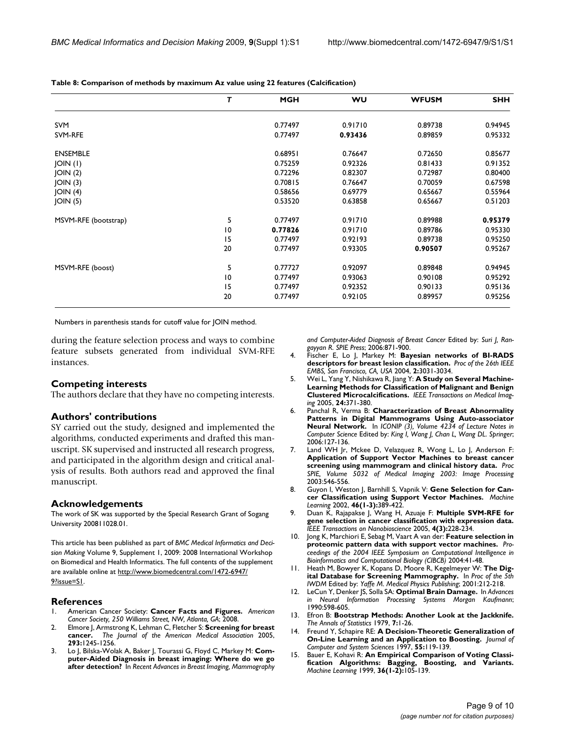**Table 8: Comparison of methods by maximum Az value using 22 features (Calcification)**

| | *T* | MGH | WU | WFUSM | SHH |
|---|---|---|---|---|---|
| SVM | | 0.77497 | 0.91710 | 0.89738 | 0.94945 |
| SVM-RFE | | 0.77497 | **0.93436** | 0.89859 | 0.95332 |
| ENSEMBLE | | 0.68951 | 0.76647 | 0.72650 | 0.85677 |
| JOIN (1) | | 0.75259 | 0.92326 | 0.81433 | 0.91352 |
| JOIN (2) | | 0.72296 | 0.82307 | 0.72987 | 0.80400 |
| JOIN (3) | | 0.70815 | 0.76647 | 0.70059 | 0.67598 |
| JOIN (4) | | 0.58656 | 0.69779 | 0.65667 | 0.55964 |
| JOIN (5) | | 0.53520 | 0.63858 | 0.65667 | 0.51203 |
| MSVM-RFE (bootstrap) | 5 | 0.77497 | 0.91710 | 0.89988 | **0.95379** |
| | 10 | **0.77826** | 0.91710 | 0.89786 | 0.95330 |
| | 15 | 0.77497 | 0.92193 | 0.89738 | 0.95250 |
| | 20 | 0.77497 | 0.93305 | **0.90507** | 0.95267 |
| MSVM-RFE (boost) | 5 | 0.77727 | 0.92097 | 0.89848 | 0.94945 |
| | 10 | 0.77497 | 0.93063 | 0.90108 | 0.95292 |
| | 15 | 0.77497 | 0.92352 | 0.90133 | 0.95136 |
| | 20 | 0.77497 | 0.92105 | 0.89957 | 0.95256 |

Numbers in parenthesis stands for cutoff value for JOIN method.

during the feature selection process and ways to combine feature subsets generated from individual SVM-RFE instances.

## Competing interests

The authors declare that they have no competing interests.

## Authors' contributions

SY carried out the study, designed and implemented the algorithms, conducted experiments and drafted this manuscript. SK supervised and instructed all research progress, and participated in the algorithm design and critical analysis of results. Both authors read and approved the final manuscript.

## Acknowledgements

The work of SK was supported by the Special Research Grant of Sogang University 200811028.01.

This article has been published as part of *BMC Medical Informatics and Decision Making* Volume 9, Supplement 1, 2009: 2008 International Workshop on Biomedical and Health Informatics. The full contents of the supplement are available online at http://www.biomedcentral.com/1472-6947/9?issue=S1.

## References

1. American Cancer Society: **Cancer Facts and Figures.** *American Cancer Society, 250 Williams Street, NW, Atlanta, GA*; 2008.
2. Elmore J, Armstrong K, Lehman C, Fletcher S: **Screening for breast cancer.** *The Journal of the American Medical Association* 2005, **293:**1245-1256.
3. Lo J, Bilska-Wolak A, Baker J, Tourassi G, Floyd C, Markey M: **Computer-Aided Diagnosis in breast imaging: Where do we go after detection?** In *Recent Advances in Breast Imaging, Mammography and Computer-Aided Diagnosis of Breast Cancer* Edited by: *Suri J, Rangayyan R. SPIE Press*; 2006:871-900.
4. Fischer E, Lo J, Markey M: **Bayesian networks of BI-RADS descriptors for breast lesion classification.** *Proc of the 26th IEEE EMBS, San Francisco, CA, USA* 2004, **2:**3031-3034.
5. Wei L, Yang Y, Nishikawa R, Jiang Y: **A Study on Several Machine-Learning Methods for Classification of Malignant and Benign Clustered Microcalcifications.** *IEEE Transactions on Medical Imaging* 2005, **24:**371-380.
6. Panchal R, Verma B: **Characterization of Breast Abnormality Patterns in Digital Mammograms Using Auto-associator Neural Network.** In *ICONIP (3), Volume 4234 of Lecture Notes in Computer Science* Edited by: *King I, Wang J, Chan L, Wang DL. Springer*; 2006:127-136.
7. Land WH Jr, Mckee D, Velazquez R, Wong L, Lo J, Anderson F: **Application of Support Vector Machines to breast cancer screening using mammogram and clinical history data.** *Proc SPIE, Volume 5032 of Medical Imaging 2003: Image Processing* 2003:546-556.
8. Guyon I, Weston J, Barnhill S, Vapnik V: **Gene Selection for Cancer Classification using Support Vector Machines.** *Machine Learning* 2002, **46(1-3):**389-422.
9. Duan K, Rajapakse J, Wang H, Azuaje F: **Multiple SVM-RFE for gene selection in cancer classification with expression data.** *IEEE Transactions on Nanobioscience* 2005, **4(3):**228-234.
10. Jong K, Marchiori E, Sebag M, Vaart A van der: **Feature selection in proteomic pattern data with support vector machines.** *Proceedings of the 2004 IEEE Symposium on Computational Intelligence in Bioinformatics and Computational Biology (CIBCB)* 2004:41-48.
11. Heath M, Bowyer K, Kopans D, Moore R, Kegelmeyer W: **The Digital Database for Screening Mammography.** In *Proc of the 5th IWDM* Edited by: *Yaffe M. Medical Physics Publishing*; 2001:212-218.
12. LeCun Y, Denker JS, Solla SA: **Optimal Brain Damage.** In *Advances in Neural Information Processing Systems Morgan Kaufmann*; 1990:598-605.
13. Efron B: **Bootstrap Methods: Another Look at the Jackknife.** *The Annals of Statistics* 1979, **7:**1-26.
14. Freund Y, Schapire RE: **A Decision-Theoretic Generalization of On-Line Learning and an Application to Boosting.** *Journal of Computer and System Sciences* 1997, **55:**119-139.
15. Bauer E, Kohavi R: **An Empirical Comparison of Voting Classification Algorithms: Bagging, Boosting, and Variants.** *Machine Learning* 1999, **36(1-2):**105-139.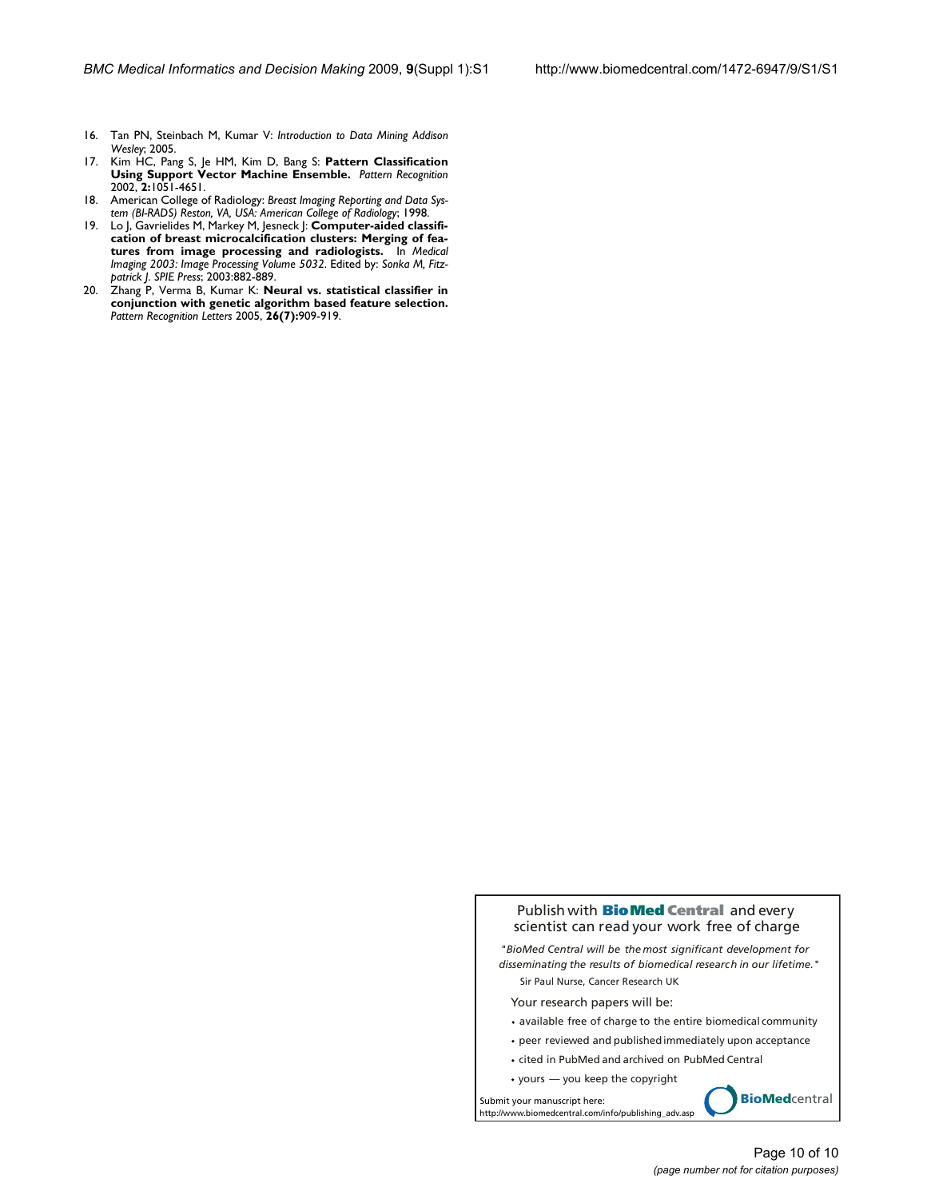16. Tan PN, Steinbach M, Kumar V: *Introduction to Data Mining Addison Wesley*; 2005.
17. Kim HC, Pang S, Je HM, Kim D, Bang S: **Pattern Classification Using Support Vector Machine Ensemble.** *Pattern Recognition* 2002, **2:**1051-4651.
18. American College of Radiology: *Breast Imaging Reporting and Data System (BI-RADS) Reston, VA, USA: American College of Radiology*; 1998.
19. Lo J, Gavrielides M, Markey M, Jesneck J: **Computer-aided classification of breast microcalcification clusters: Merging of features from image processing and radiologists.** In *Medical Imaging 2003: Image Processing Volume 5032*. Edited by: *Sonka M, Fitzpatrick J. SPIE Press*; 2003:882-889.
20. Zhang P, Verma B, Kumar K: **Neural vs. statistical classifier in conjunction with genetic algorithm based feature selection.** *Pattern Recognition Letters* 2005, **26(7):**909-919.

Publish with **BioMed Central** and every scientist can read your work free of charge

*"BioMed Central will be the most significant development for disseminating the results of biomedical research in our lifetime."*

Sir Paul Nurse, Cancer Research UK

Your research papers will be:

- available free of charge to the entire biomedical community
- peer reviewed and published immediately upon acceptance
- cited in PubMed and archived on PubMed Central
- yours — you keep the copyright

Submit your manuscript here:
http://www.biomedcentral.com/info/publishing_adv.asp

**BioMed**central